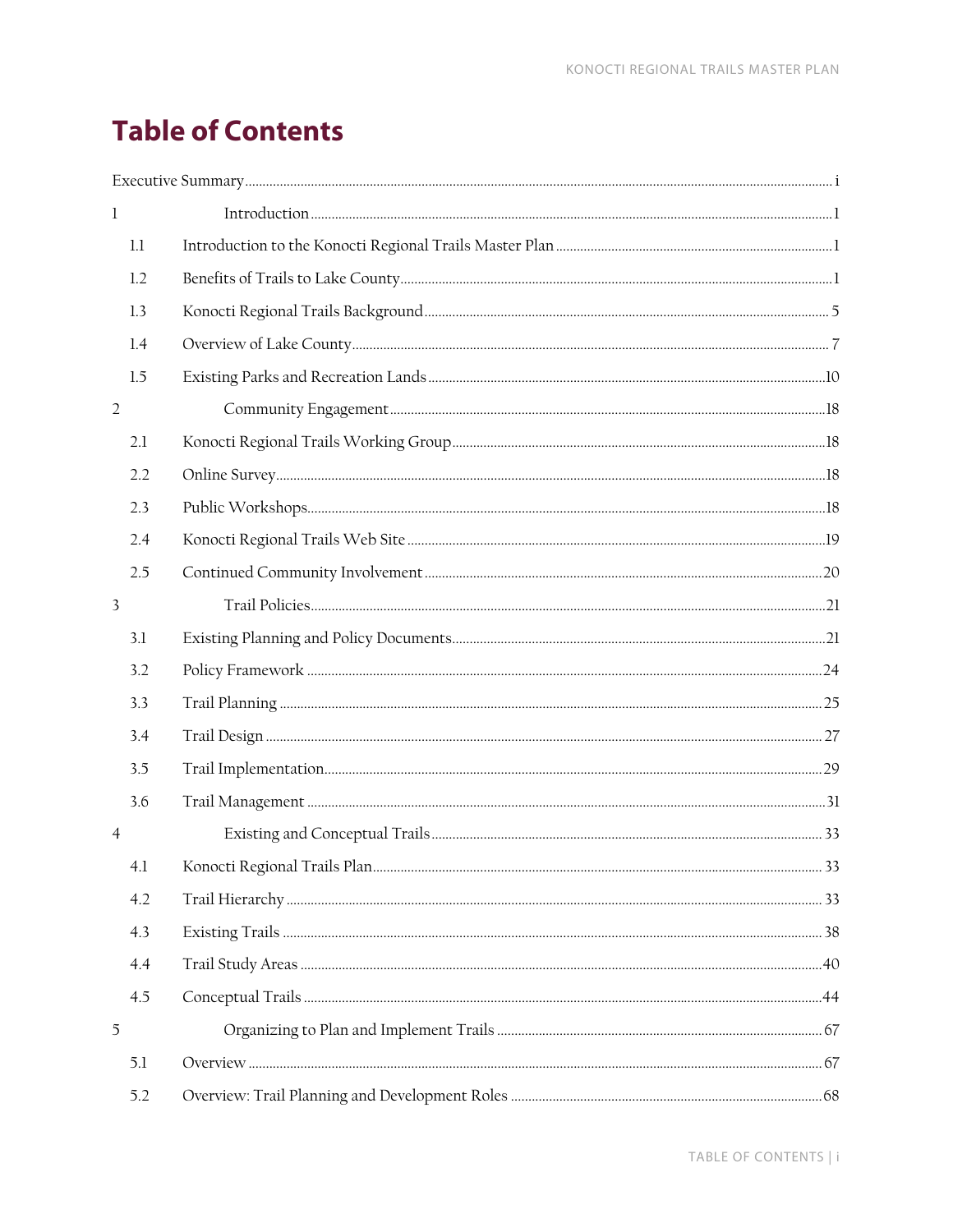# Table of Contents

Executive Summary ..... i

1 Introduction ..... 1

- 1.1 Introduction to the Konocti Regional Trails Master Plan ..... 1
- 1.2 Benefits of Trails to Lake County ..... 1
- 1.3 Konocti Regional Trails Background ..... 5
- 1.4 Overview of Lake County ..... 7
- 1.5 Existing Parks and Recreation Lands ..... 10

2 Community Engagement ..... 18

- 2.1 Konocti Regional Trails Working Group ..... 18
- 2.2 Online Survey ..... 18
- 2.3 Public Workshops ..... 18
- 2.4 Konocti Regional Trails Web Site ..... 19
- 2.5 Continued Community Involvement ..... 20

3 Trail Policies ..... 21

- 3.1 Existing Planning and Policy Documents ..... 21
- 3.2 Policy Framework ..... 24
- 3.3 Trail Planning ..... 25
- 3.4 Trail Design ..... 27
- 3.5 Trail Implementation ..... 29
- 3.6 Trail Management ..... 31

4 Existing and Conceptual Trails ..... 33

- 4.1 Konocti Regional Trails Plan ..... 33
- 4.2 Trail Hierarchy ..... 33
- 4.3 Existing Trails ..... 38
- 4.4 Trail Study Areas ..... 40
- 4.5 Conceptual Trails ..... 44

5 Organizing to Plan and Implement Trails ..... 67

- 5.1 Overview ..... 67
- 5.2 Overview: Trail Planning and Development Roles ..... 68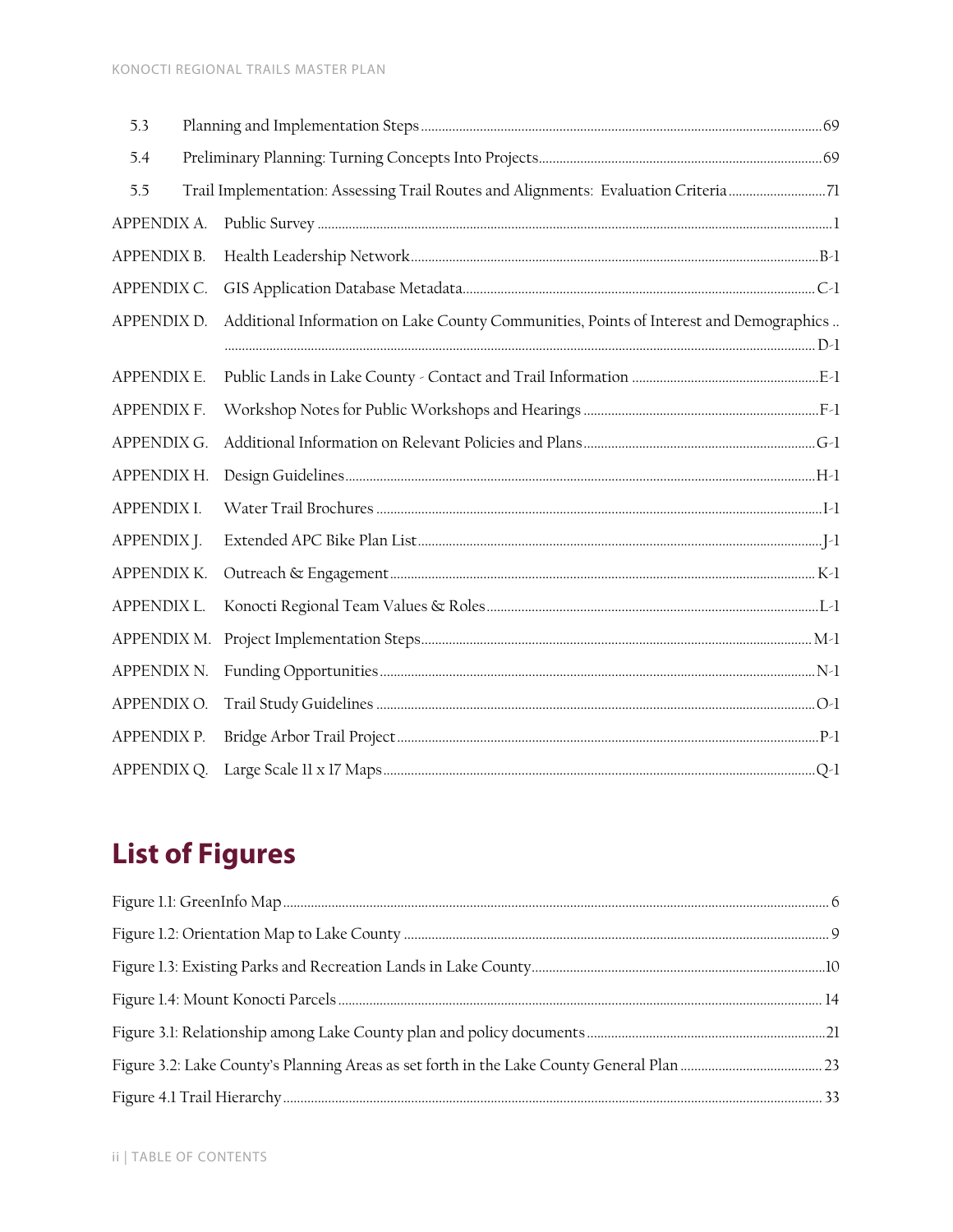5.3 Planning and Implementation Steps ........ 69

5.4 Preliminary Planning: Turning Concepts Into Projects ........ 69

5.5 Trail Implementation: Assessing Trail Routes and Alignments: Evaluation Criteria ........ 71

APPENDIX A. Public Survey ........ 1

APPENDIX B. Health Leadership Network ........ B-1

APPENDIX C. GIS Application Database Metadata ........ C-1

APPENDIX D. Additional Information on Lake County Communities, Points of Interest and Demographics ........ D-1

APPENDIX E. Public Lands in Lake County - Contact and Trail Information ........ E-1

APPENDIX F. Workshop Notes for Public Workshops and Hearings ........ F-1

APPENDIX G. Additional Information on Relevant Policies and Plans ........ G-1

APPENDIX H. Design Guidelines ........ H-1

APPENDIX I. Water Trail Brochures ........ I-1

APPENDIX J. Extended APC Bike Plan List ........ J-1

APPENDIX K. Outreach & Engagement ........ K-1

APPENDIX L. Konocti Regional Team Values & Roles ........ L-1

APPENDIX M. Project Implementation Steps ........ M-1

APPENDIX N. Funding Opportunities ........ N-1

APPENDIX O. Trail Study Guidelines ........ O-1

APPENDIX P. Bridge Arbor Trail Project ........ P-1

APPENDIX Q. Large Scale 11 x 17 Maps ........ Q-1

## List of Figures

Figure 1.1: GreenInfo Map ........ 6

Figure 1.2: Orientation Map to Lake County ........ 9

Figure 1.3: Existing Parks and Recreation Lands in Lake County ........ 10

Figure 1.4: Mount Konocti Parcels ........ 14

Figure 3.1: Relationship among Lake County plan and policy documents ........ 21

Figure 3.2: Lake County's Planning Areas as set forth in the Lake County General Plan ........ 23

Figure 4.1 Trail Hierarchy ........ 33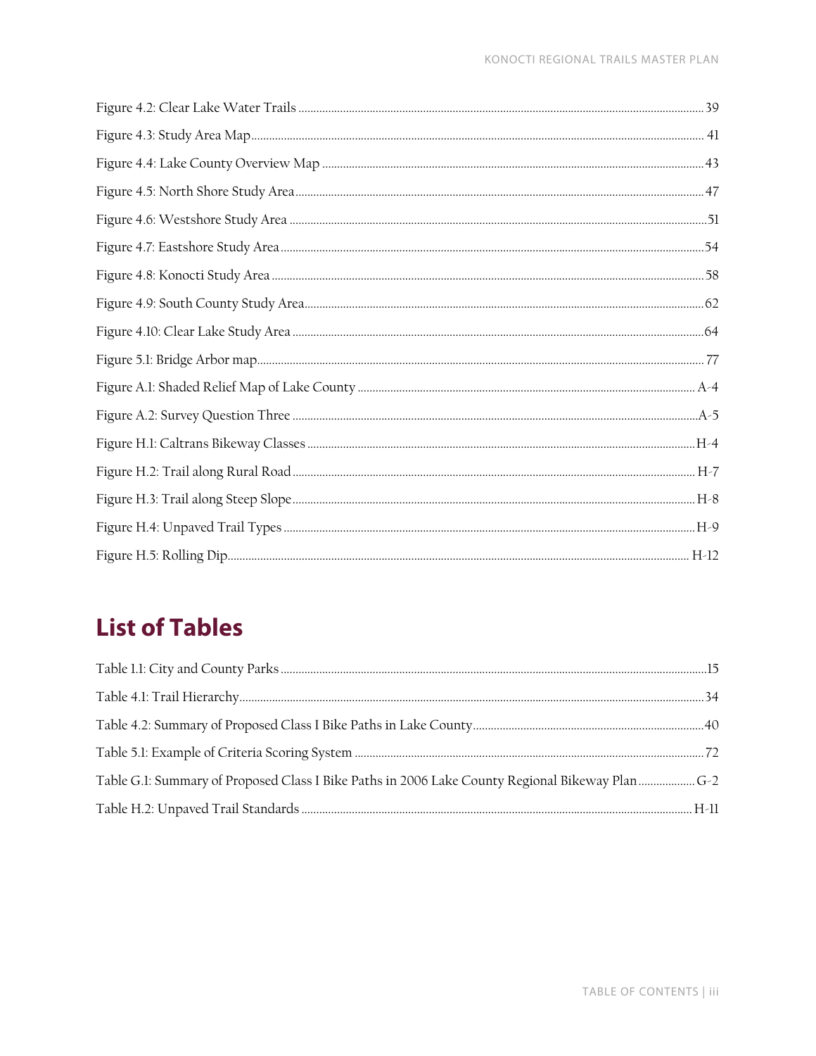Figure 4.2: Clear Lake Water Trails ........................................................................................................................ 39

Figure 4.3: Study Area Map ........................................................................................................................ 41

Figure 4.4: Lake County Overview Map ........................................................................................................................ 43

Figure 4.5: North Shore Study Area ........................................................................................................................ 47

Figure 4.6: Westshore Study Area ........................................................................................................................ 51

Figure 4.7: Eastshore Study Area ........................................................................................................................ 54

Figure 4.8: Konocti Study Area ........................................................................................................................ 58

Figure 4.9: South County Study Area ........................................................................................................................ 62

Figure 4.10: Clear Lake Study Area ........................................................................................................................ 64

Figure 5.1: Bridge Arbor map ........................................................................................................................ 77

Figure A.1: Shaded Relief Map of Lake County ........................................................................................................................ A-4

Figure A.2: Survey Question Three ........................................................................................................................ A-5

Figure H.1: Caltrans Bikeway Classes ........................................................................................................................ H-4

Figure H.2: Trail along Rural Road ........................................................................................................................ H-7

Figure H.3: Trail along Steep Slope ........................................................................................................................ H-8

Figure H.4: Unpaved Trail Types ........................................................................................................................ H-9

Figure H.5: Rolling Dip ........................................................................................................................ H-12

## List of Tables

Table 1.1: City and County Parks ........................................................................................................................ 15

Table 4.1: Trail Hierarchy ........................................................................................................................ 34

Table 4.2: Summary of Proposed Class I Bike Paths in Lake County ........................................................................................................................ 40

Table 5.1: Example of Criteria Scoring System ........................................................................................................................ 72

Table G.1: Summary of Proposed Class I Bike Paths in 2006 Lake County Regional Bikeway Plan ........................................................................................................................ G-2

Table H.2: Unpaved Trail Standards ........................................................................................................................ H-11